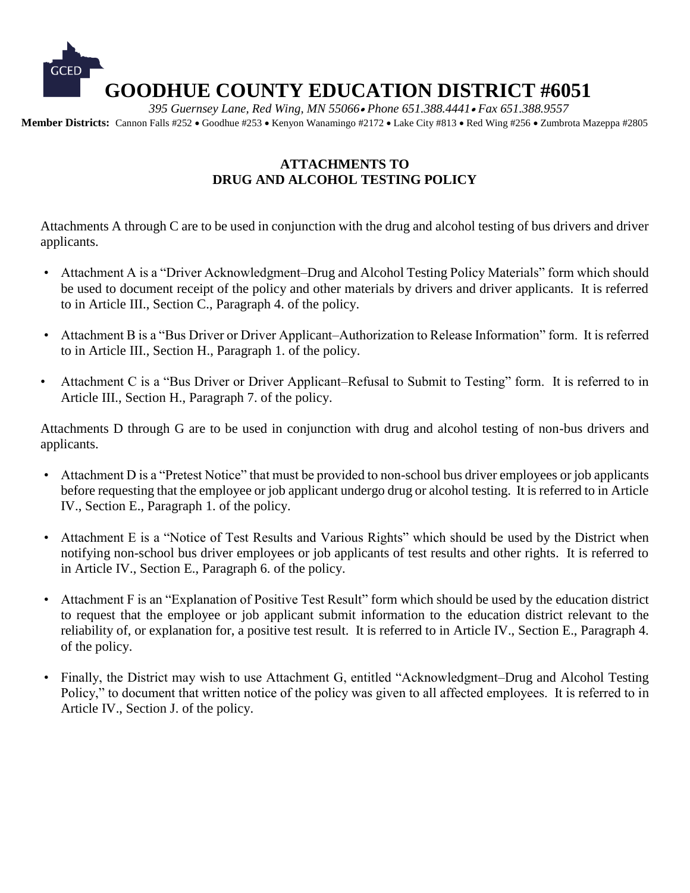# GOODHUE COUNTY EDUCATION DISTRICT #6051

*395 Guernsey Lane, Red Wing, MN 55066 • Phone 651.388.4441 • Fax 651.388.9557*

**Member Districts:** Cannon Falls #252 • Goodhue #253 • Kenyon Wanamingo #2172 • Lake City #813 • Red Wing #256 • Zumbrota Mazeppa #2805

## ATTACHMENTS TO
## DRUG AND ALCOHOL TESTING POLICY

Attachments A through C are to be used in conjunction with the drug and alcohol testing of bus drivers and driver applicants.

- Attachment A is a "Driver Acknowledgment–Drug and Alcohol Testing Policy Materials" form which should be used to document receipt of the policy and other materials by drivers and driver applicants. It is referred to in Article III., Section C., Paragraph 4. of the policy.
- Attachment B is a "Bus Driver or Driver Applicant–Authorization to Release Information" form. It is referred to in Article III., Section H., Paragraph 1. of the policy.
- Attachment C is a "Bus Driver or Driver Applicant–Refusal to Submit to Testing" form. It is referred to in Article III., Section H., Paragraph 7. of the policy.

Attachments D through G are to be used in conjunction with drug and alcohol testing of non-bus drivers and applicants.

- Attachment D is a "Pretest Notice" that must be provided to non-school bus driver employees or job applicants before requesting that the employee or job applicant undergo drug or alcohol testing. It is referred to in Article IV., Section E., Paragraph 1. of the policy.
- Attachment E is a "Notice of Test Results and Various Rights" which should be used by the District when notifying non-school bus driver employees or job applicants of test results and other rights. It is referred to in Article IV., Section E., Paragraph 6. of the policy.
- Attachment F is an "Explanation of Positive Test Result" form which should be used by the education district to request that the employee or job applicant submit information to the education district relevant to the reliability of, or explanation for, a positive test result. It is referred to in Article IV., Section E., Paragraph 4. of the policy.
- Finally, the District may wish to use Attachment G, entitled "Acknowledgment–Drug and Alcohol Testing Policy," to document that written notice of the policy was given to all affected employees. It is referred to in Article IV., Section J. of the policy.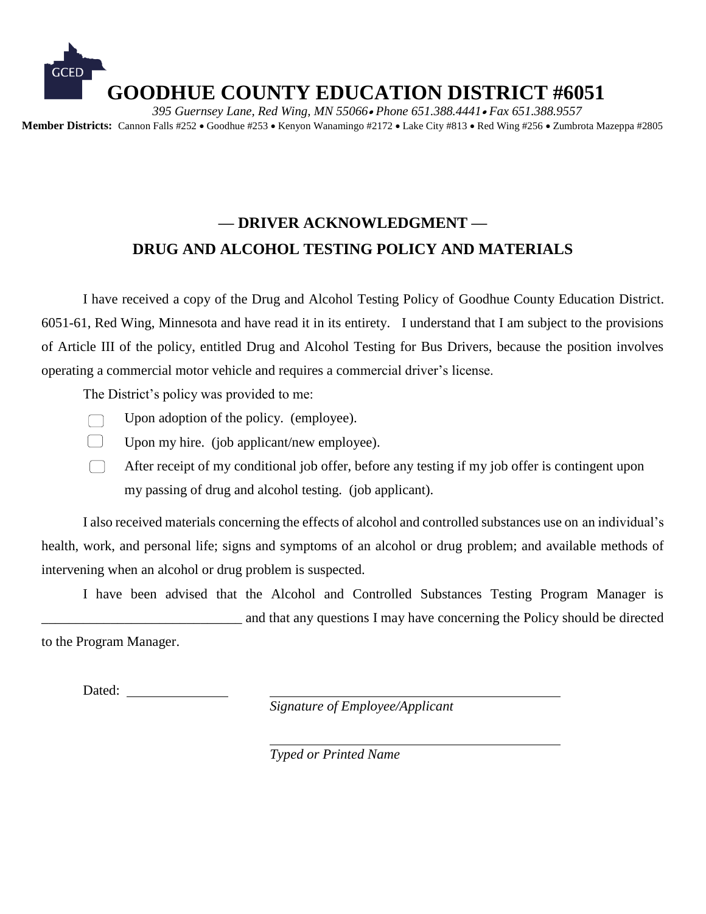# GOODHUE COUNTY EDUCATION DISTRICT #6051

*395 Guernsey Lane, Red Wing, MN 55066 • Phone 651.388.4441 • Fax 651.388.9557*

**Member Districts:** Cannon Falls #252 • Goodhue #253 • Kenyon Wanamingo #2172 • Lake City #813 • Red Wing #256 • Zumbrota Mazeppa #2805

## — DRIVER ACKNOWLEDGMENT —
## DRUG AND ALCOHOL TESTING POLICY AND MATERIALS

I have received a copy of the Drug and Alcohol Testing Policy of Goodhue County Education District. 6051-61, Red Wing, Minnesota and have read it in its entirety. I understand that I am subject to the provisions of Article III of the policy, entitled Drug and Alcohol Testing for Bus Drivers, because the position involves operating a commercial motor vehicle and requires a commercial driver's license.

The District's policy was provided to me:

- ☐ Upon adoption of the policy. (employee).
- ☐ Upon my hire. (job applicant/new employee).
- ☐ After receipt of my conditional job offer, before any testing if my job offer is contingent upon my passing of drug and alcohol testing. (job applicant).

I also received materials concerning the effects of alcohol and controlled substances use on an individual's health, work, and personal life; signs and symptoms of an alcohol or drug problem; and available methods of intervening when an alcohol or drug problem is suspected.

I have been advised that the Alcohol and Controlled Substances Testing Program Manager is _____________________________ and that any questions I may have concerning the Policy should be directed to the Program Manager.

Dated: _______________

_____________________________________________
*Signature of Employee/Applicant*

_____________________________________________
*Typed or Printed Name*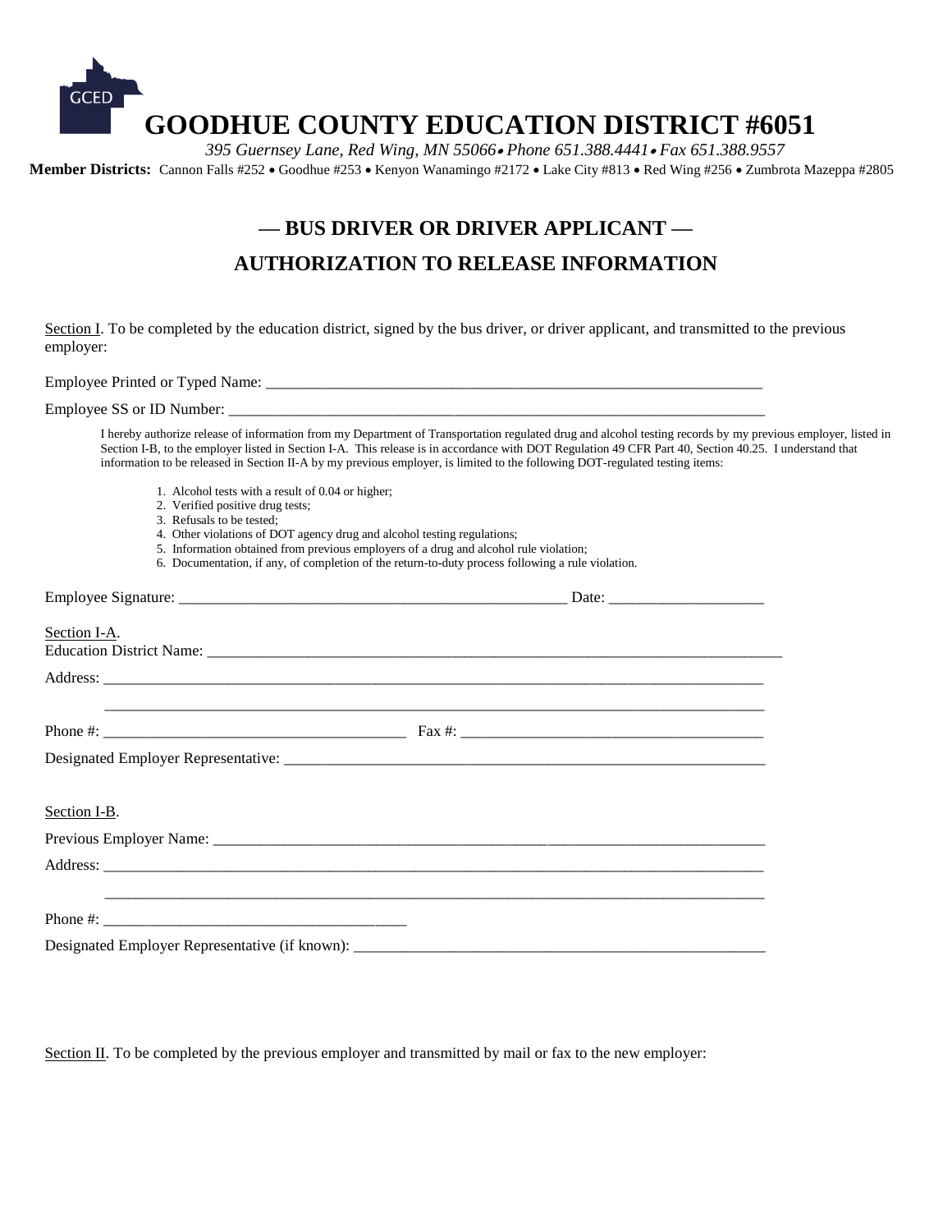# GOODHUE COUNTY EDUCATION DISTRICT #6051

*395 Guernsey Lane, Red Wing, MN 55066 • Phone 651.388.4441 • Fax 651.388.9557*

**Member Districts:** Cannon Falls #252 • Goodhue #253 • Kenyon Wanamingo #2172 • Lake City #813 • Red Wing #256 • Zumbrota Mazeppa #2805

## — BUS DRIVER OR DRIVER APPLICANT —

## AUTHORIZATION TO RELEASE INFORMATION

Section I. To be completed by the education district, signed by the bus driver, or driver applicant, and transmitted to the previous employer:

Employee Printed or Typed Name: ___________________________________________________________________

Employee SS or ID Number: ________________________________________________________________________

I hereby authorize release of information from my Department of Transportation regulated drug and alcohol testing records by my previous employer, listed in Section I-B, to the employer listed in Section I-A. This release is in accordance with DOT Regulation 49 CFR Part 40, Section 40.25. I understand that information to be released in Section II-A by my previous employer, is limited to the following DOT-regulated testing items:

1. Alcohol tests with a result of 0.04 or higher;
2. Verified positive drug tests;
3. Refusals to be tested;
4. Other violations of DOT agency drug and alcohol testing regulations;
5. Information obtained from previous employers of a drug and alcohol rule violation;
6. Documentation, if any, of completion of the return-to-duty process following a rule violation.

Employee Signature: ____________________________________________________ Date: ____________________

Section I-A.

Education District Name: ________________________________________________________________________________

Address: _____________________________________________________________________________________________

_____________________________________________________________________________________________

Phone #: _______________________________________ Fax #: _______________________________________

Designated Employer Representative: _________________________________________________________________

Section I-B.

Previous Employer Name: _________________________________________________________________________

Address: _____________________________________________________________________________________________

_____________________________________________________________________________________________

Phone #: _______________________________________

Designated Employer Representative (if known): _______________________________________________________

Section II. To be completed by the previous employer and transmitted by mail or fax to the new employer: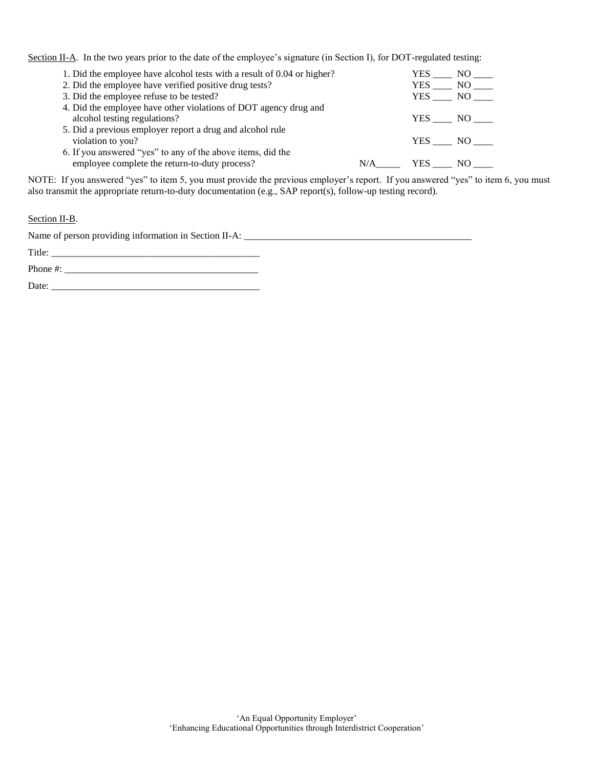<u>Section II-A</u>. In the two years prior to the date of the employee's signature (in Section I), for DOT-regulated testing:

1. Did the employee have alcohol tests with a result of 0.04 or higher? YES ____ NO ____
2. Did the employee have verified positive drug tests? YES ____ NO ____
3. Did the employee refuse to be tested? YES ____ NO ____
4. Did the employee have other violations of DOT agency drug and alcohol testing regulations? YES ____ NO ____
5. Did a previous employer report a drug and alcohol rule violation to you? YES ____ NO ____
6. If you answered "yes" to any of the above items, did the employee complete the return-to-duty process? N/A_____ YES ____ NO ____

NOTE: If you answered "yes" to item 5, you must provide the previous employer's report. If you answered "yes" to item 6, you must also transmit the appropriate return-to-duty documentation (e.g., SAP report(s), follow-up testing record).

<u>Section II-B</u>.

Name of person providing information in Section II-A: _______________________________________________

Title: ____________________________________________

Phone #: _________________________________________

Date: ____________________________________________

'An Equal Opportunity Employer'
'Enhancing Educational Opportunities through Interdistrict Cooperation'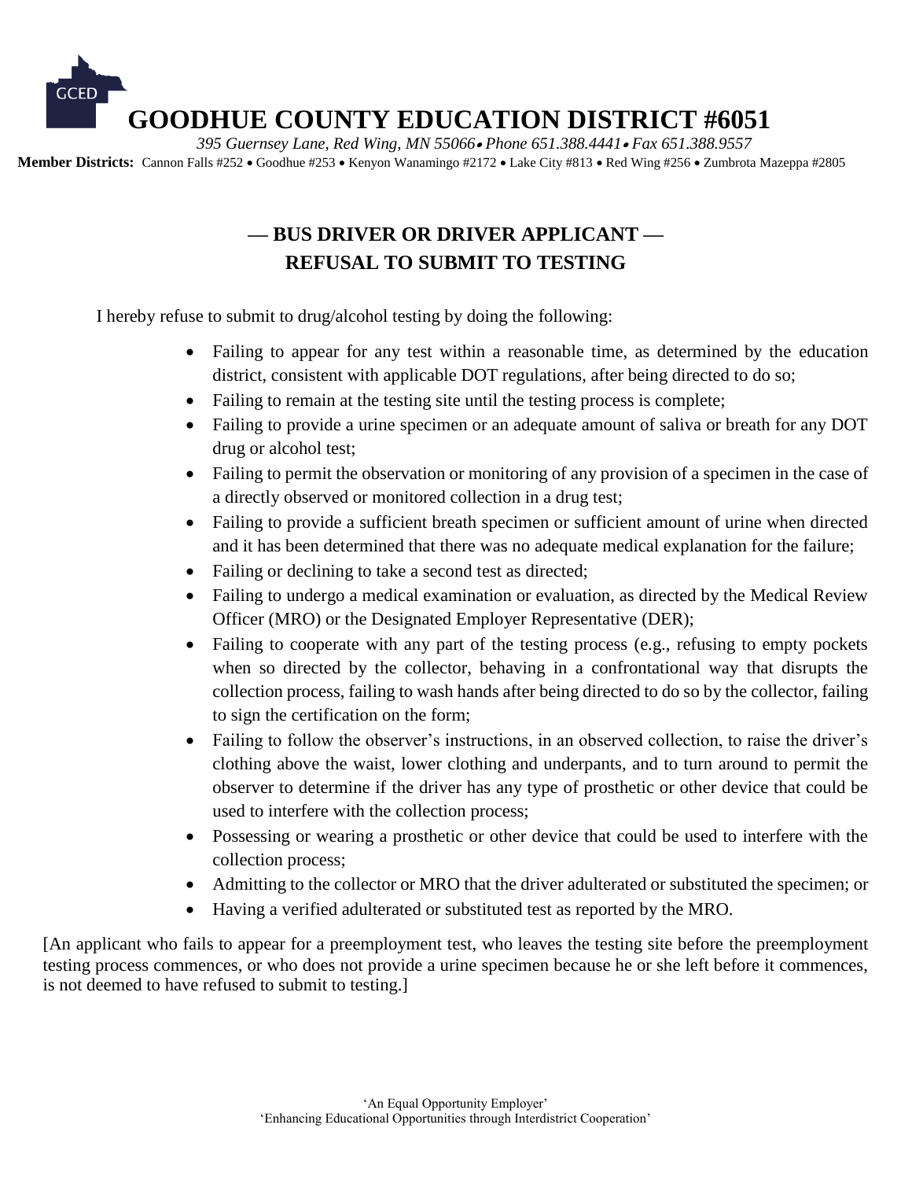# GOODHUE COUNTY EDUCATION DISTRICT #6051

*395 Guernsey Lane, Red Wing, MN 55066 • Phone 651.388.4441 • Fax 651.388.9557*

**Member Districts:** Cannon Falls #252 • Goodhue #253 • Kenyon Wanamingo #2172 • Lake City #813 • Red Wing #256 • Zumbrota Mazeppa #2805

## — BUS DRIVER OR DRIVER APPLICANT —
## REFUSAL TO SUBMIT TO TESTING

I hereby refuse to submit to drug/alcohol testing by doing the following:

- Failing to appear for any test within a reasonable time, as determined by the education district, consistent with applicable DOT regulations, after being directed to do so;
- Failing to remain at the testing site until the testing process is complete;
- Failing to provide a urine specimen or an adequate amount of saliva or breath for any DOT drug or alcohol test;
- Failing to permit the observation or monitoring of any provision of a specimen in the case of a directly observed or monitored collection in a drug test;
- Failing to provide a sufficient breath specimen or sufficient amount of urine when directed and it has been determined that there was no adequate medical explanation for the failure;
- Failing or declining to take a second test as directed;
- Failing to undergo a medical examination or evaluation, as directed by the Medical Review Officer (MRO) or the Designated Employer Representative (DER);
- Failing to cooperate with any part of the testing process (e.g., refusing to empty pockets when so directed by the collector, behaving in a confrontational way that disrupts the collection process, failing to wash hands after being directed to do so by the collector, failing to sign the certification on the form;
- Failing to follow the observer's instructions, in an observed collection, to raise the driver's clothing above the waist, lower clothing and underpants, and to turn around to permit the observer to determine if the driver has any type of prosthetic or other device that could be used to interfere with the collection process;
- Possessing or wearing a prosthetic or other device that could be used to interfere with the collection process;
- Admitting to the collector or MRO that the driver adulterated or substituted the specimen; or
- Having a verified adulterated or substituted test as reported by the MRO.

[An applicant who fails to appear for a preemployment test, who leaves the testing site before the preemployment testing process commences, or who does not provide a urine specimen because he or she left before it commences, is not deemed to have refused to submit to testing.]

'An Equal Opportunity Employer'
'Enhancing Educational Opportunities through Interdistrict Cooperation'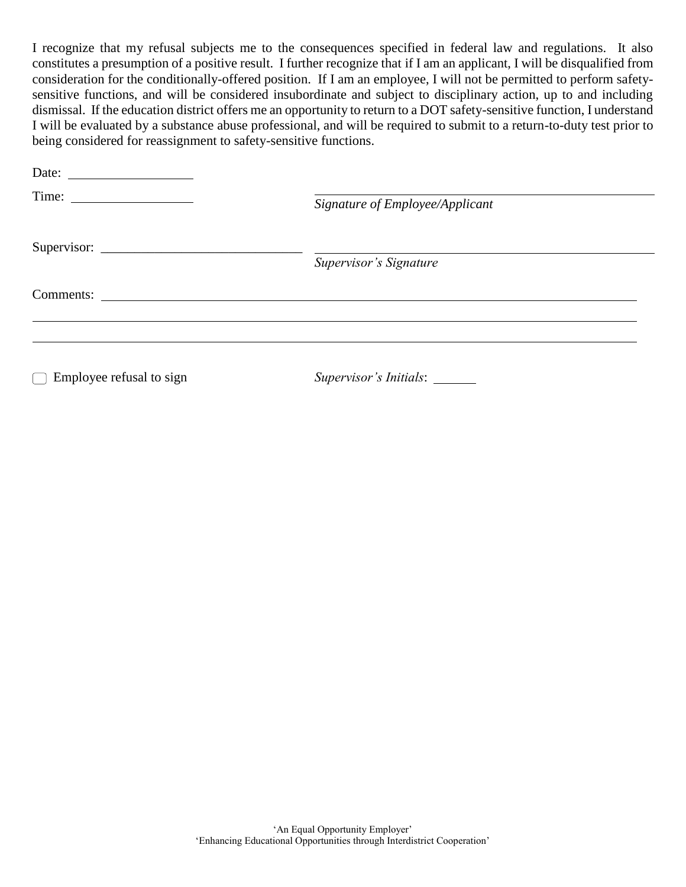I recognize that my refusal subjects me to the consequences specified in federal law and regulations. It also constitutes a presumption of a positive result. I further recognize that if I am an applicant, I will be disqualified from consideration for the conditionally-offered position. If I am an employee, I will not be permitted to perform safety-sensitive functions, and will be considered insubordinate and subject to disciplinary action, up to and including dismissal. If the education district offers me an opportunity to return to a DOT safety-sensitive function, I understand I will be evaluated by a substance abuse professional, and will be required to submit to a return-to-duty test prior to being considered for reassignment to safety-sensitive functions.

Date: ____________________

Time: ____________________ ________________________________________

*Signature of Employee/Applicant*

Supervisor: ______________________________ ________________________________________

*Supervisor's Signature*

Comments: ______________________________________________________________________

______________________________________________________________________

______________________________________________________________________

☐ Employee refusal to sign *Supervisor's Initials*: ______

'An Equal Opportunity Employer'
'Enhancing Educational Opportunities through Interdistrict Cooperation'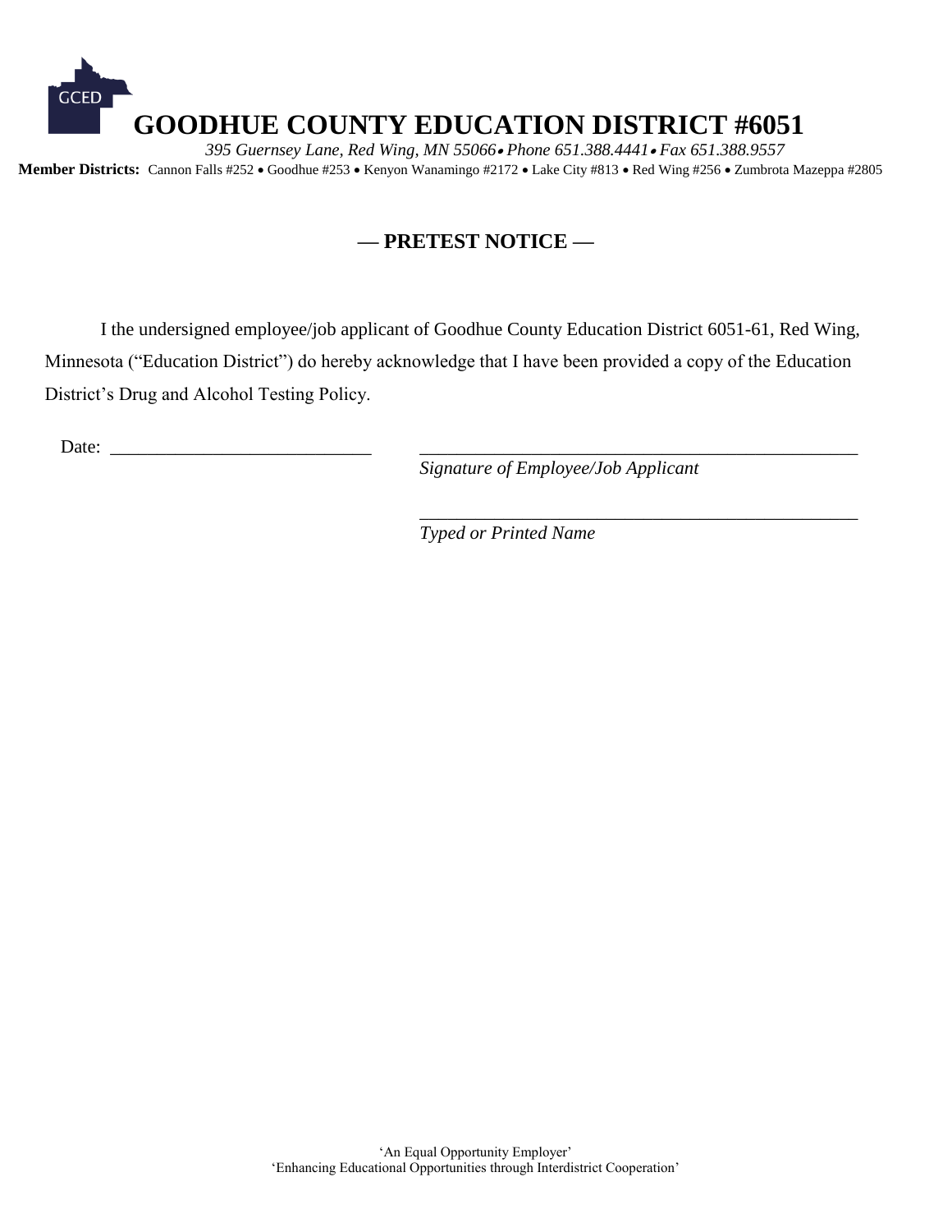GCED

# GOODHUE COUNTY EDUCATION DISTRICT #6051

*395 Guernsey Lane, Red Wing, MN 55066 • Phone 651.388.4441 • Fax 651.388.9557*

**Member Districts:** Cannon Falls #252 • Goodhue #253 • Kenyon Wanamingo #2172 • Lake City #813 • Red Wing #256 • Zumbrota Mazeppa #2805

## — PRETEST NOTICE —

I the undersigned employee/job applicant of Goodhue County Education District 6051-61, Red Wing, Minnesota ("Education District") do hereby acknowledge that I have been provided a copy of the Education District's Drug and Alcohol Testing Policy.

Date: ____________________________

_________________________________________________
*Signature of Employee/Job Applicant*

_________________________________________________
*Typed or Printed Name*

'An Equal Opportunity Employer'
'Enhancing Educational Opportunities through Interdistrict Cooperation'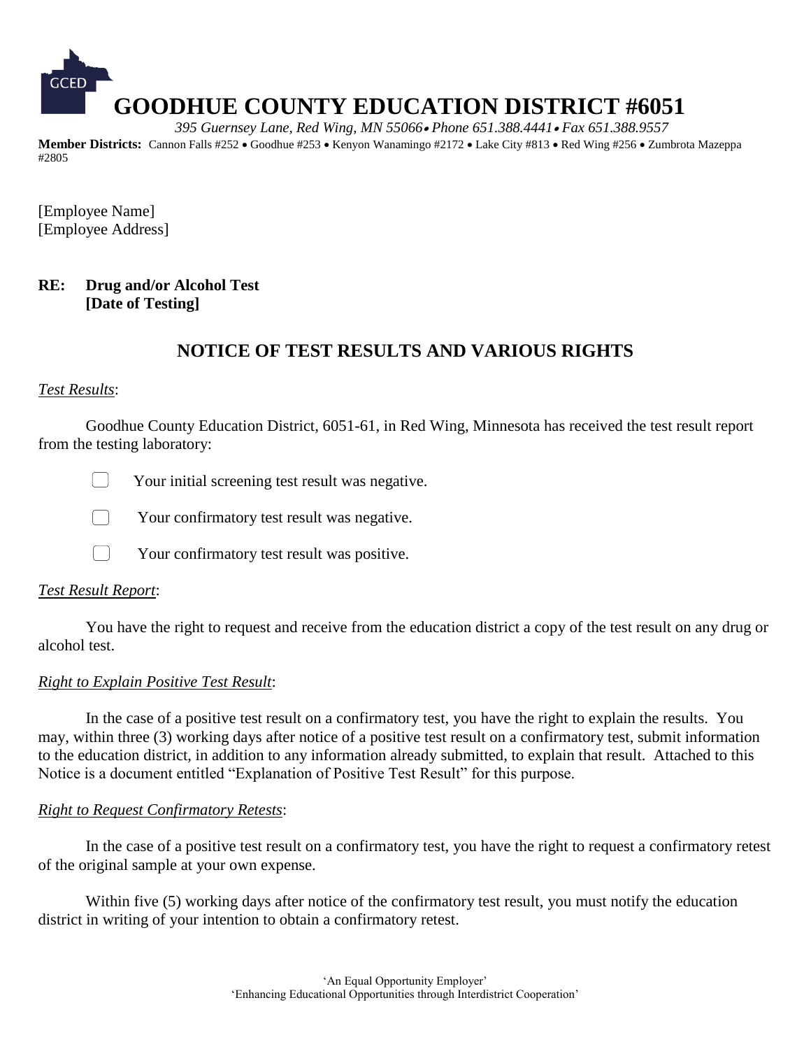# GOODHUE COUNTY EDUCATION DISTRICT #6051

*395 Guernsey Lane, Red Wing, MN 55066• Phone 651.388.4441• Fax 651.388.9557*

**Member Districts:** Cannon Falls #252 • Goodhue #253 • Kenyon Wanamingo #2172 • Lake City #813 • Red Wing #256 • Zumbrota Mazeppa #2805

[Employee Name]
[Employee Address]

**RE: Drug and/or Alcohol Test**
**[Date of Testing]**

## NOTICE OF TEST RESULTS AND VARIOUS RIGHTS

*Test Results*:

Goodhue County Education District, 6051-61, in Red Wing, Minnesota has received the test result report from the testing laboratory:

- ☐ Your initial screening test result was negative.
- ☐ Your confirmatory test result was negative.
- ☐ Your confirmatory test result was positive.

*Test Result Report*:

You have the right to request and receive from the education district a copy of the test result on any drug or alcohol test.

*Right to Explain Positive Test Result*:

In the case of a positive test result on a confirmatory test, you have the right to explain the results. You may, within three (3) working days after notice of a positive test result on a confirmatory test, submit information to the education district, in addition to any information already submitted, to explain that result. Attached to this Notice is a document entitled "Explanation of Positive Test Result" for this purpose.

*Right to Request Confirmatory Retests*:

In the case of a positive test result on a confirmatory test, you have the right to request a confirmatory retest of the original sample at your own expense.

Within five (5) working days after notice of the confirmatory test result, you must notify the education district in writing of your intention to obtain a confirmatory retest.

'An Equal Opportunity Employer'
'Enhancing Educational Opportunities through Interdistrict Cooperation'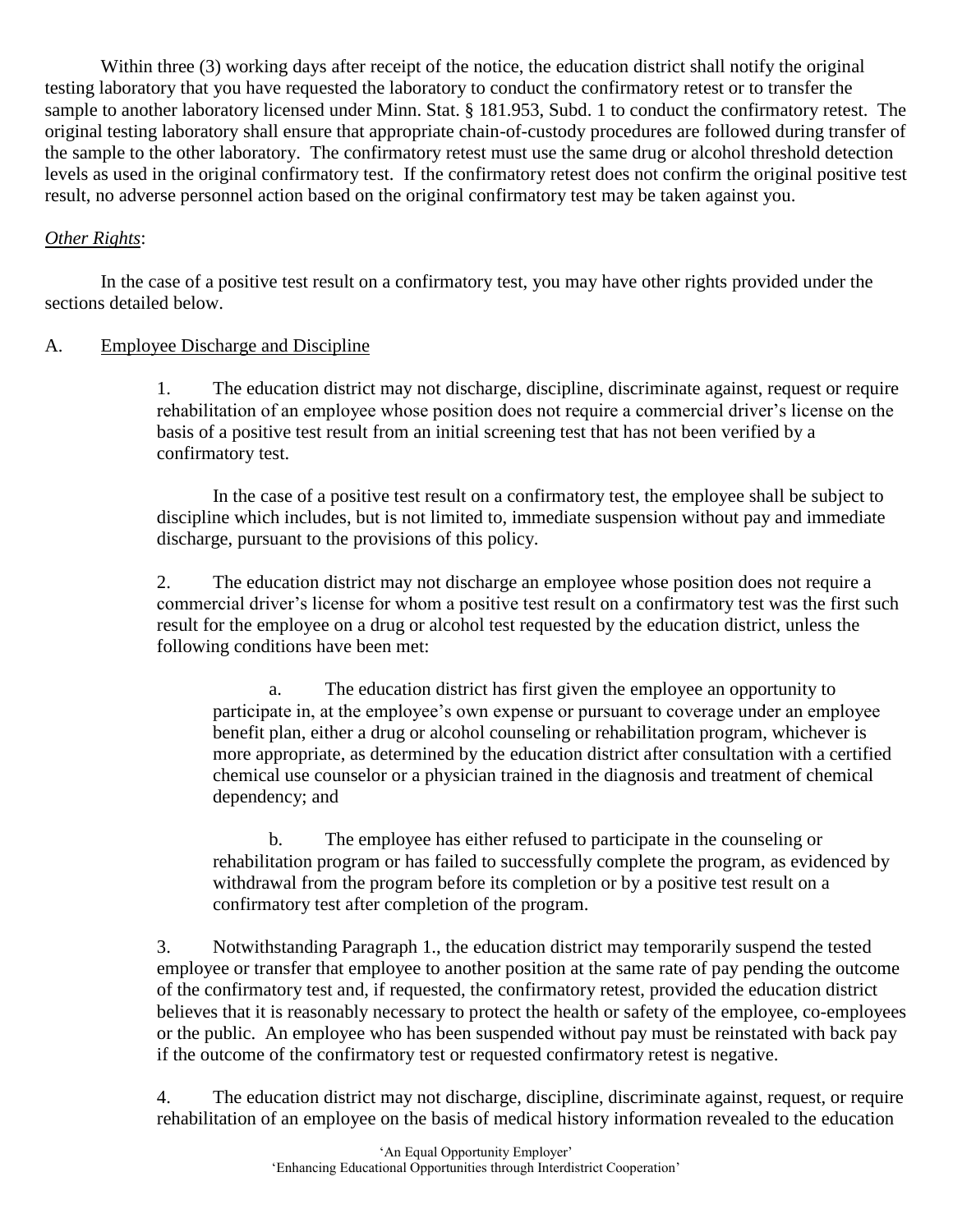Within three (3) working days after receipt of the notice, the education district shall notify the original testing laboratory that you have requested the laboratory to conduct the confirmatory retest or to transfer the sample to another laboratory licensed under Minn. Stat. § 181.953, Subd. 1 to conduct the confirmatory retest. The original testing laboratory shall ensure that appropriate chain-of-custody procedures are followed during transfer of the sample to the other laboratory. The confirmatory retest must use the same drug or alcohol threshold detection levels as used in the original confirmatory test. If the confirmatory retest does not confirm the original positive test result, no adverse personnel action based on the original confirmatory test may be taken against you.

*Other Rights*:

In the case of a positive test result on a confirmatory test, you may have other rights provided under the sections detailed below.

A. Employee Discharge and Discipline

1. The education district may not discharge, discipline, discriminate against, request or require rehabilitation of an employee whose position does not require a commercial driver's license on the basis of a positive test result from an initial screening test that has not been verified by a confirmatory test.

In the case of a positive test result on a confirmatory test, the employee shall be subject to discipline which includes, but is not limited to, immediate suspension without pay and immediate discharge, pursuant to the provisions of this policy.

2. The education district may not discharge an employee whose position does not require a commercial driver's license for whom a positive test result on a confirmatory test was the first such result for the employee on a drug or alcohol test requested by the education district, unless the following conditions have been met:

a. The education district has first given the employee an opportunity to participate in, at the employee's own expense or pursuant to coverage under an employee benefit plan, either a drug or alcohol counseling or rehabilitation program, whichever is more appropriate, as determined by the education district after consultation with a certified chemical use counselor or a physician trained in the diagnosis and treatment of chemical dependency; and

b. The employee has either refused to participate in the counseling or rehabilitation program or has failed to successfully complete the program, as evidenced by withdrawal from the program before its completion or by a positive test result on a confirmatory test after completion of the program.

3. Notwithstanding Paragraph 1., the education district may temporarily suspend the tested employee or transfer that employee to another position at the same rate of pay pending the outcome of the confirmatory test and, if requested, the confirmatory retest, provided the education district believes that it is reasonably necessary to protect the health or safety of the employee, co-employees or the public. An employee who has been suspended without pay must be reinstated with back pay if the outcome of the confirmatory test or requested confirmatory retest is negative.

4. The education district may not discharge, discipline, discriminate against, request, or require rehabilitation of an employee on the basis of medical history information revealed to the education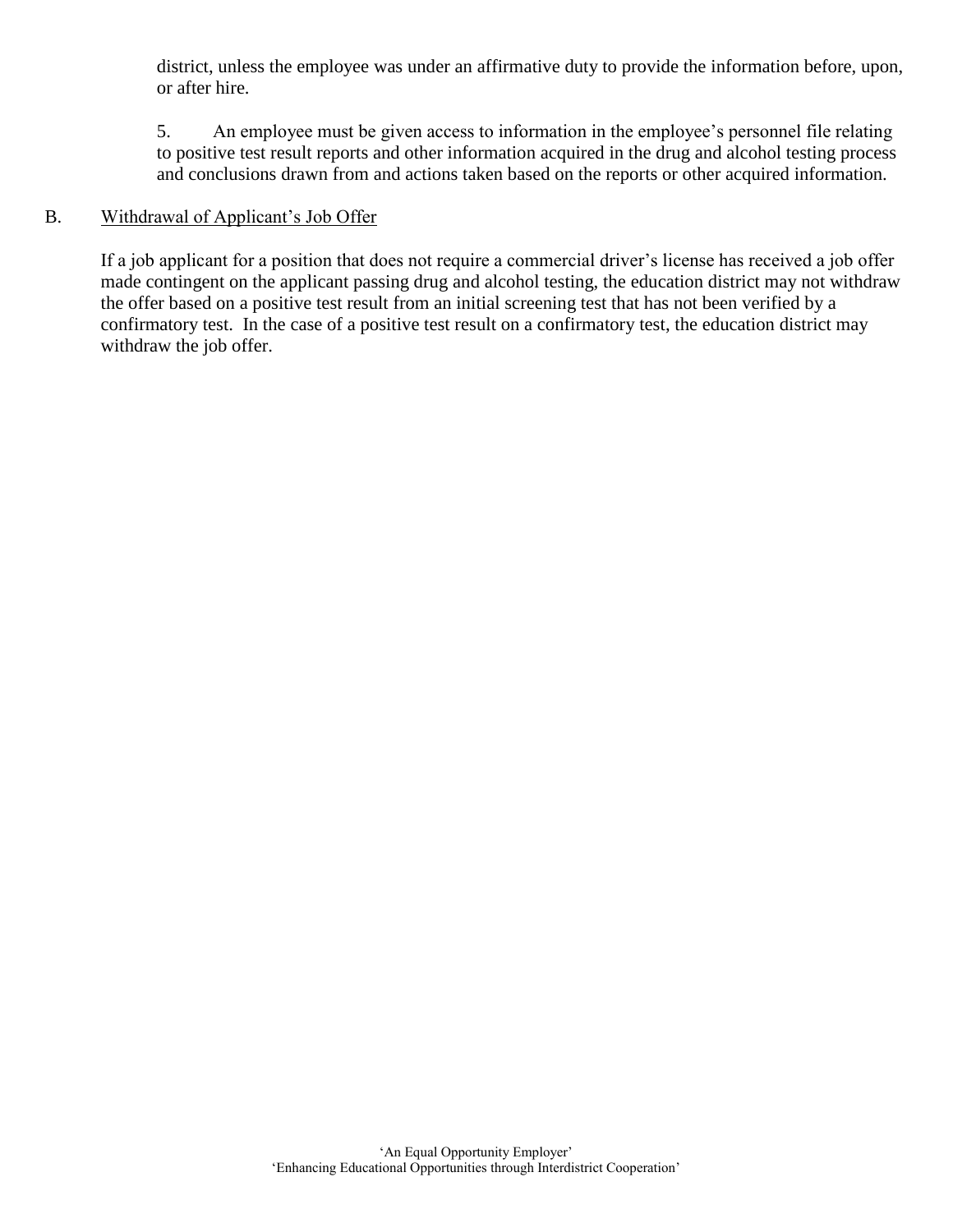district, unless the employee was under an affirmative duty to provide the information before, upon, or after hire.

5. An employee must be given access to information in the employee's personnel file relating to positive test result reports and other information acquired in the drug and alcohol testing process and conclusions drawn from and actions taken based on the reports or other acquired information.

B. Withdrawal of Applicant's Job Offer

If a job applicant for a position that does not require a commercial driver's license has received a job offer made contingent on the applicant passing drug and alcohol testing, the education district may not withdraw the offer based on a positive test result from an initial screening test that has not been verified by a confirmatory test. In the case of a positive test result on a confirmatory test, the education district may withdraw the job offer.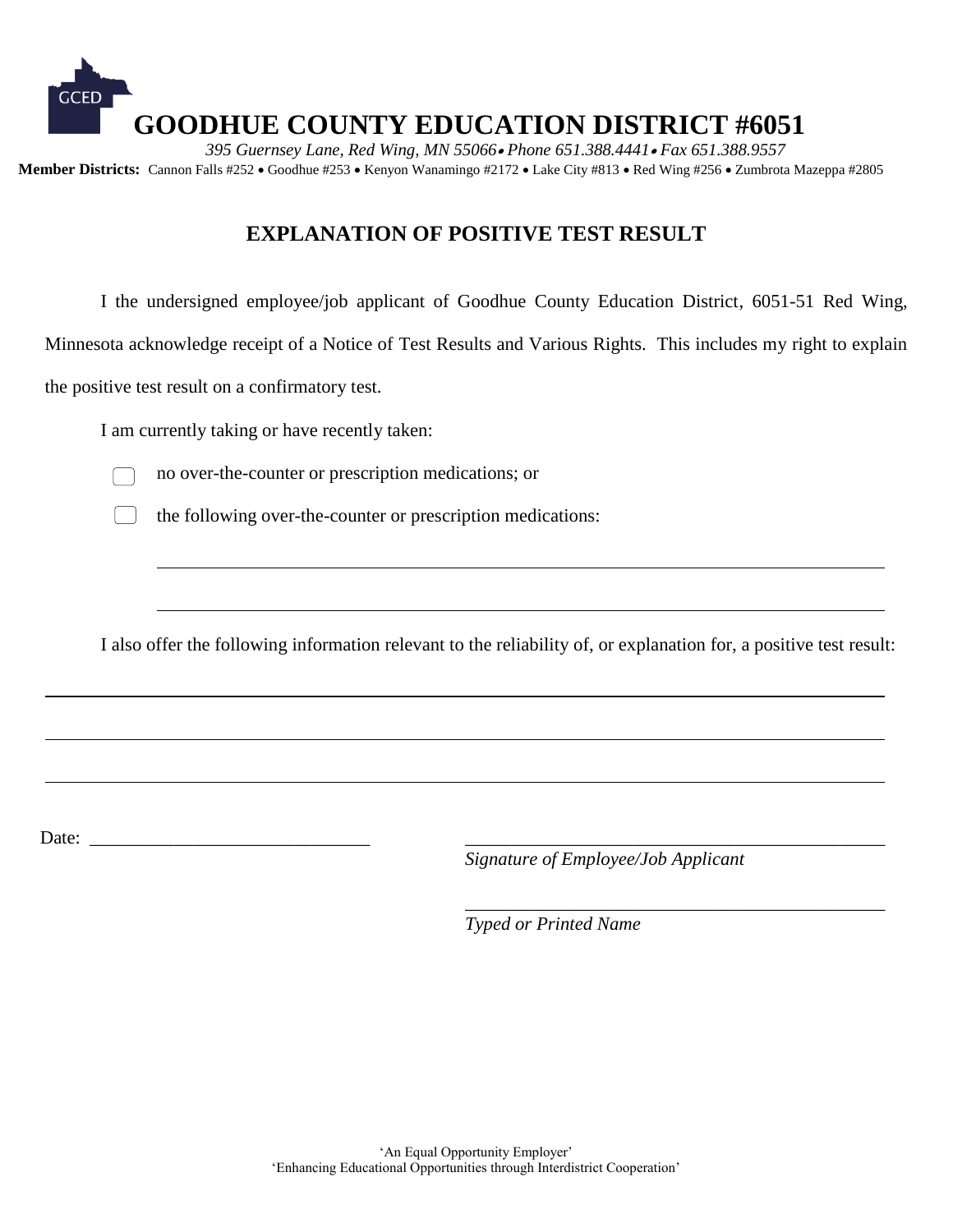# GOODHUE COUNTY EDUCATION DISTRICT #6051

*395 Guernsey Lane, Red Wing, MN 55066 • Phone 651.388.4441 • Fax 651.388.9557*

**Member Districts:** Cannon Falls #252 • Goodhue #253 • Kenyon Wanamingo #2172 • Lake City #813 • Red Wing #256 • Zumbrota Mazeppa #2805

## EXPLANATION OF POSITIVE TEST RESULT

I the undersigned employee/job applicant of Goodhue County Education District, 6051-51 Red Wing, Minnesota acknowledge receipt of a Notice of Test Results and Various Rights. This includes my right to explain the positive test result on a confirmatory test.

I am currently taking or have recently taken:

- ☐ no over-the-counter or prescription medications; or
- ☐ the following over-the-counter or prescription medications:

\_\_\_\_\_\_\_\_\_\_\_\_\_\_\_\_\_\_\_\_\_\_\_\_\_\_\_\_\_\_\_\_\_\_\_\_\_\_\_\_\_\_\_\_\_\_\_\_\_\_\_\_\_\_\_\_\_\_\_\_\_\_\_\_\_\_\_\_\_\_

\_\_\_\_\_\_\_\_\_\_\_\_\_\_\_\_\_\_\_\_\_\_\_\_\_\_\_\_\_\_\_\_\_\_\_\_\_\_\_\_\_\_\_\_\_\_\_\_\_\_\_\_\_\_\_\_\_\_\_\_\_\_\_\_\_\_\_\_\_\_

I also offer the following information relevant to the reliability of, or explanation for, a positive test result:

\_\_\_\_\_\_\_\_\_\_\_\_\_\_\_\_\_\_\_\_\_\_\_\_\_\_\_\_\_\_\_\_\_\_\_\_\_\_\_\_\_\_\_\_\_\_\_\_\_\_\_\_\_\_\_\_\_\_\_\_\_\_\_\_\_\_\_\_\_\_\_\_\_\_\_\_

\_\_\_\_\_\_\_\_\_\_\_\_\_\_\_\_\_\_\_\_\_\_\_\_\_\_\_\_\_\_\_\_\_\_\_\_\_\_\_\_\_\_\_\_\_\_\_\_\_\_\_\_\_\_\_\_\_\_\_\_\_\_\_\_\_\_\_\_\_\_\_\_\_\_\_\_

\_\_\_\_\_\_\_\_\_\_\_\_\_\_\_\_\_\_\_\_\_\_\_\_\_\_\_\_\_\_\_\_\_\_\_\_\_\_\_\_\_\_\_\_\_\_\_\_\_\_\_\_\_\_\_\_\_\_\_\_\_\_\_\_\_\_\_\_\_\_\_\_\_\_\_\_

Date: \_\_\_\_\_\_\_\_\_\_\_\_\_\_\_\_\_\_\_\_\_\_\_\_\_\_\_\_\_\_

\_\_\_\_\_\_\_\_\_\_\_\_\_\_\_\_\_\_\_\_\_\_\_\_\_\_\_\_\_\_\_\_\_\_\_\_\_\_\_\_\_\_\_\_
*Signature of Employee/Job Applicant*

\_\_\_\_\_\_\_\_\_\_\_\_\_\_\_\_\_\_\_\_\_\_\_\_\_\_\_\_\_\_\_\_\_\_\_\_\_\_\_\_\_\_\_\_
*Typed or Printed Name*

'An Equal Opportunity Employer'
'Enhancing Educational Opportunities through Interdistrict Cooperation'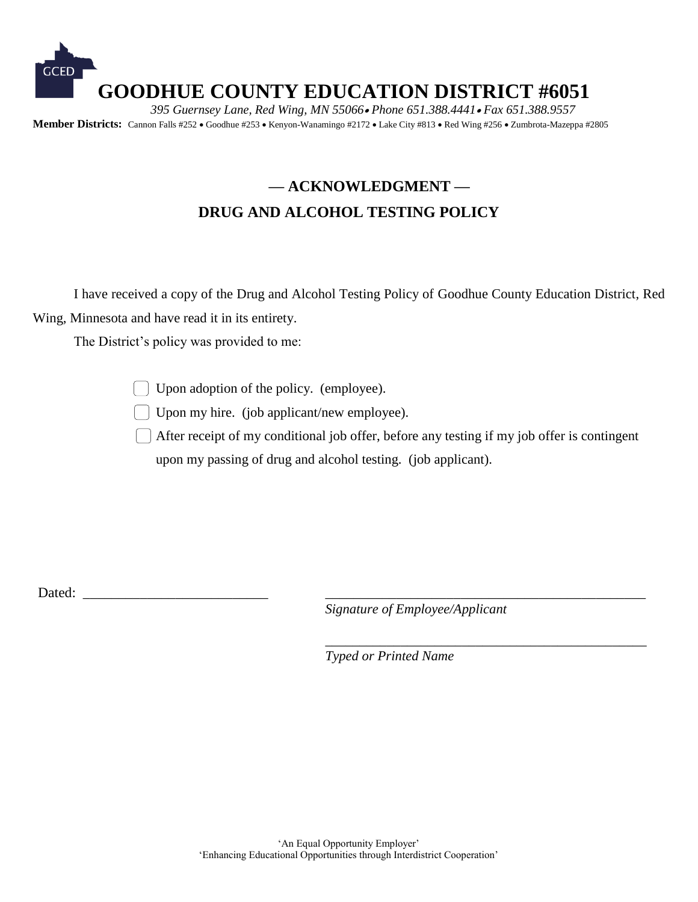# GOODHUE COUNTY EDUCATION DISTRICT #6051

*395 Guernsey Lane, Red Wing, MN 55066 • Phone 651.388.4441 • Fax 651.388.9557*

**Member Districts:** Cannon Falls #252 • Goodhue #253 • Kenyon-Wanamingo #2172 • Lake City #813 • Red Wing #256 • Zumbrota-Mazeppa #2805

## — ACKNOWLEDGMENT —

## DRUG AND ALCOHOL TESTING POLICY

I have received a copy of the Drug and Alcohol Testing Policy of Goodhue County Education District, Red Wing, Minnesota and have read it in its entirety.

The District's policy was provided to me:

- ☐ Upon adoption of the policy. (employee).
- ☐ Upon my hire. (job applicant/new employee).
- ☐ After receipt of my conditional job offer, before any testing if my job offer is contingent upon my passing of drug and alcohol testing. (job applicant).

Dated: ___________________________

_______________________________________________
*Signature of Employee/Applicant*

_______________________________________________
*Typed or Printed Name*

'An Equal Opportunity Employer'
'Enhancing Educational Opportunities through Interdistrict Cooperation'